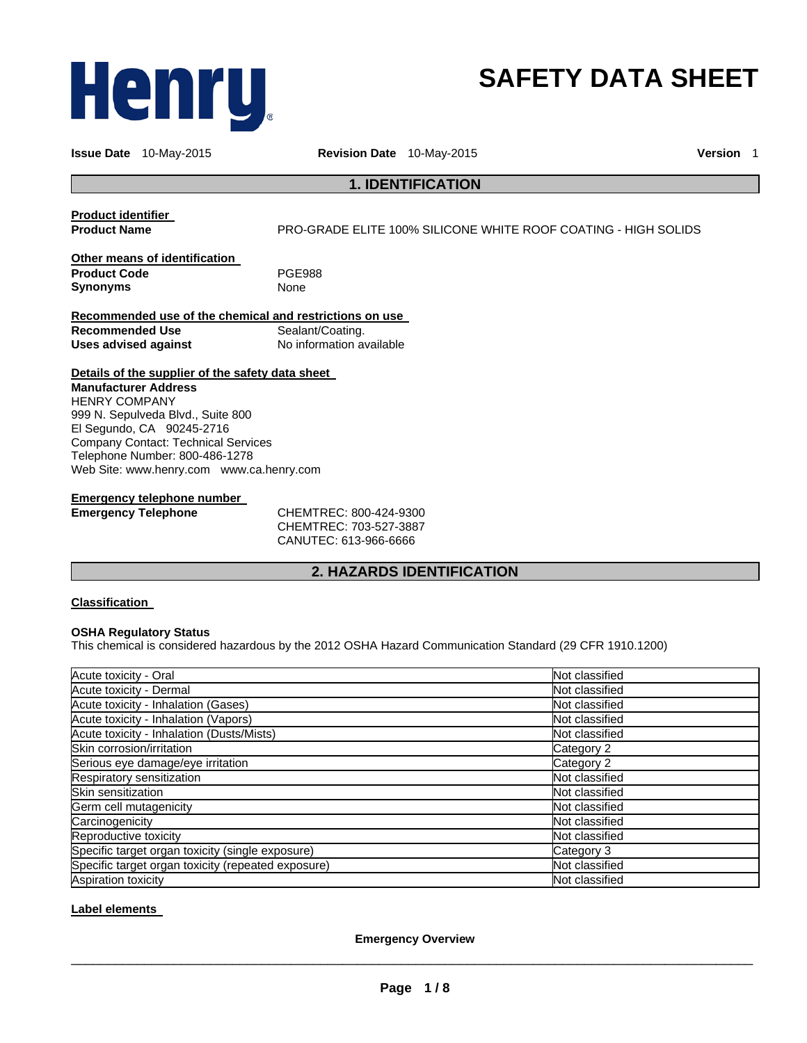Henry®

# SAFETY DATA SHEET

**Issue Date** 10-May-2015 **Revision Date** 10-May-2015 **Version** 1

## 1. IDENTIFICATION

**Product identifier**

**Product Name** PRO-GRADE ELITE 100% SILICONE WHITE ROOF COATING - HIGH SOLIDS

**Other means of identification**

**Product Code** PGE988

**Synonyms** None

**Recommended use of the chemical and restrictions on use**

**Recommended Use** Sealant/Coating.

**Uses advised against** No information available

**Details of the supplier of the safety data sheet**

**Manufacturer Address**
HENRY COMPANY
999 N. Sepulveda Blvd., Suite 800
El Segundo, CA 90245-2716
Company Contact: Technical Services
Telephone Number: 800-486-1278
Web Site: www.henry.com www.ca.henry.com

**Emergency telephone number**

**Emergency Telephone** CHEMTREC: 800-424-9300
CHEMTREC: 703-527-3887
CANUTEC: 613-966-6666

## 2. HAZARDS IDENTIFICATION

**Classification**

**OSHA Regulatory Status**
This chemical is considered hazardous by the 2012 OSHA Hazard Communication Standard (29 CFR 1910.1200)

| Hazard | Classification |
|---|---|
| Acute toxicity - Oral | Not classified |
| Acute toxicity - Dermal | Not classified |
| Acute toxicity - Inhalation (Gases) | Not classified |
| Acute toxicity - Inhalation (Vapors) | Not classified |
| Acute toxicity - Inhalation (Dusts/Mists) | Not classified |
| Skin corrosion/irritation | Category 2 |
| Serious eye damage/eye irritation | Category 2 |
| Respiratory sensitization | Not classified |
| Skin sensitization | Not classified |
| Germ cell mutagenicity | Not classified |
| Carcinogenicity | Not classified |
| Reproductive toxicity | Not classified |
| Specific target organ toxicity (single exposure) | Category 3 |
| Specific target organ toxicity (repeated exposure) | Not classified |
| Aspiration toxicity | Not classified |

**Label elements**

**Emergency Overview**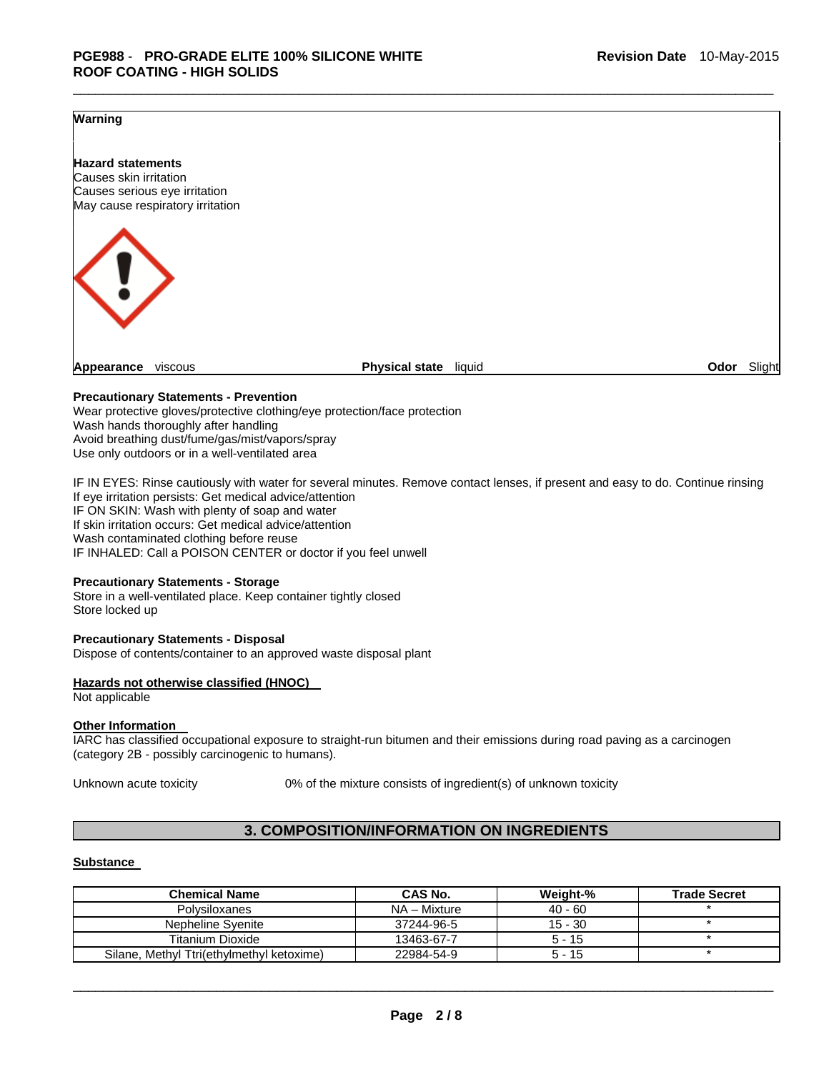**Warning**

**Hazard statements**
Causes skin irritation
Causes serious eye irritation
May cause respiratory irritation

**Appearance** viscous **Physical state** liquid **Odor** Slight

**Precautionary Statements - Prevention**
Wear protective gloves/protective clothing/eye protection/face protection
Wash hands thoroughly after handling
Avoid breathing dust/fume/gas/mist/vapors/spray
Use only outdoors or in a well-ventilated area

IF IN EYES: Rinse cautiously with water for several minutes. Remove contact lenses, if present and easy to do. Continue rinsing
If eye irritation persists: Get medical advice/attention
IF ON SKIN: Wash with plenty of soap and water
If skin irritation occurs: Get medical advice/attention
Wash contaminated clothing before reuse
IF INHALED: Call a POISON CENTER or doctor if you feel unwell

**Precautionary Statements - Storage**
Store in a well-ventilated place. Keep container tightly closed
Store locked up

**Precautionary Statements - Disposal**
Dispose of contents/container to an approved waste disposal plant

**Hazards not otherwise classified (HNOC)**
Not applicable

**Other Information**
IARC has classified occupational exposure to straight-run bitumen and their emissions during road paving as a carcinogen (category 2B - possibly carcinogenic to humans).

Unknown acute toxicity 0% of the mixture consists of ingredient(s) of unknown toxicity

## 3. COMPOSITION/INFORMATION ON INGREDIENTS

**Substance**

| Chemical Name | CAS No. | Weight-% | Trade Secret |
|---|---|---|---|
| Polysiloxanes | NA – Mixture | 40 - 60 | * |
| Nepheline Syenite | 37244-96-5 | 15 - 30 | * |
| Titanium Dioxide | 13463-67-7 | 5 - 15 | * |
| Silane, Methyl Ttri(ethylmethyl ketoxime) | 22984-54-9 | 5 - 15 | * |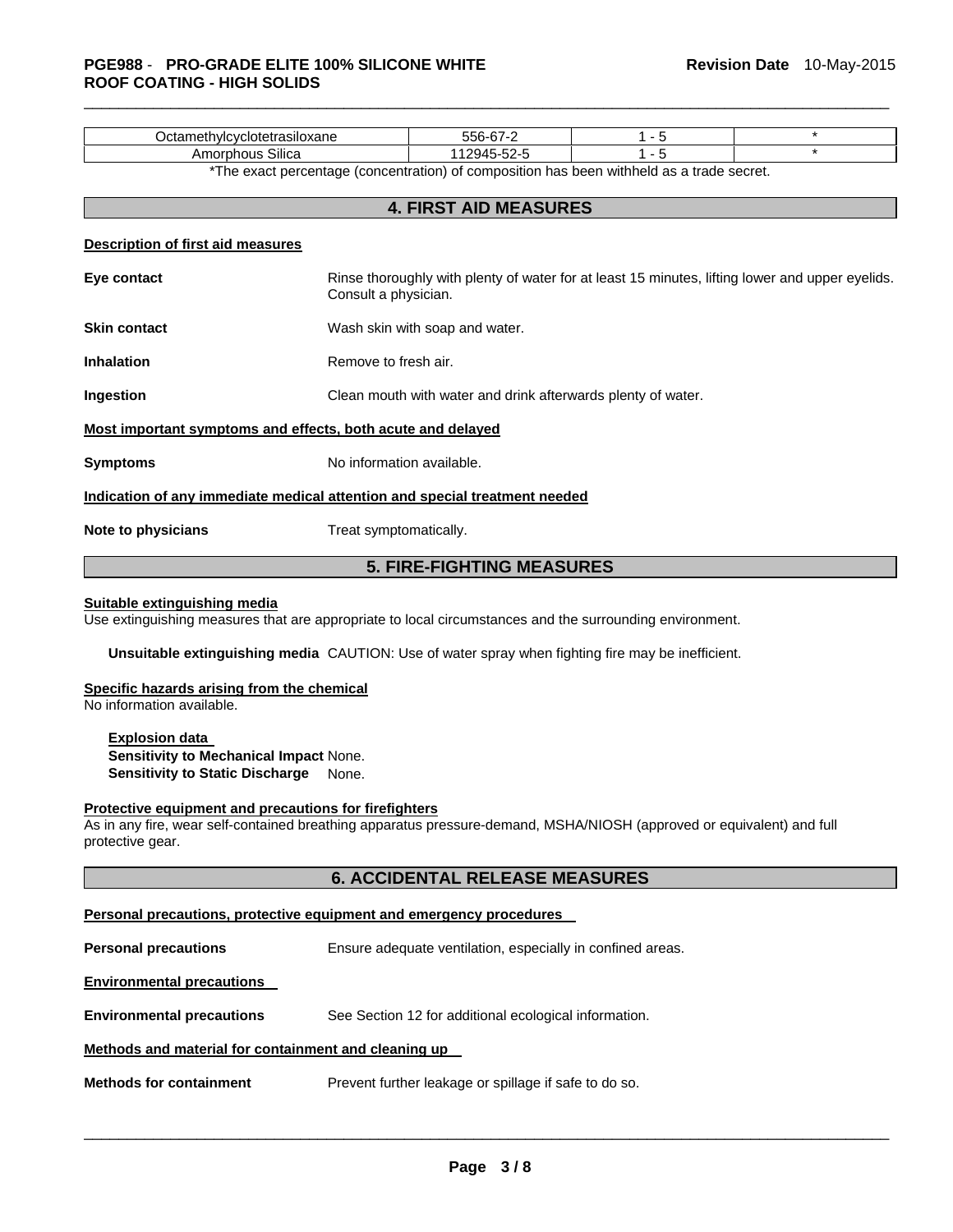| Octamethylcyclotetrasiloxane | 556-67-2 | 1 - 5 | * |
|---|---|---|---|
| Amorphous Silica | 112945-52-5 | 1 - 5 | * |

*The exact percentage (concentration) of composition has been withheld as a trade secret.

## 4. FIRST AID MEASURES

**Description of first aid measures**

**Eye contact** Rinse thoroughly with plenty of water for at least 15 minutes, lifting lower and upper eyelids. Consult a physician.

**Skin contact** Wash skin with soap and water.

**Inhalation** Remove to fresh air.

**Ingestion** Clean mouth with water and drink afterwards plenty of water.

**Most important symptoms and effects, both acute and delayed**

**Symptoms** No information available.

**Indication of any immediate medical attention and special treatment needed**

**Note to physicians** Treat symptomatically.

## 5. FIRE-FIGHTING MEASURES

**Suitable extinguishing media**

Use extinguishing measures that are appropriate to local circumstances and the surrounding environment.

**Unsuitable extinguishing media** CAUTION: Use of water spray when fighting fire may be inefficient.

**Specific hazards arising from the chemical**

No information available.

**Explosion data**

**Sensitivity to Mechanical Impact** None.

**Sensitivity to Static Discharge** None.

**Protective equipment and precautions for firefighters**

As in any fire, wear self-contained breathing apparatus pressure-demand, MSHA/NIOSH (approved or equivalent) and full protective gear.

## 6. ACCIDENTAL RELEASE MEASURES

**Personal precautions, protective equipment and emergency procedures**

**Personal precautions** Ensure adequate ventilation, especially in confined areas.

**Environmental precautions**

**Environmental precautions** See Section 12 for additional ecological information.

**Methods and material for containment and cleaning up**

**Methods for containment** Prevent further leakage or spillage if safe to do so.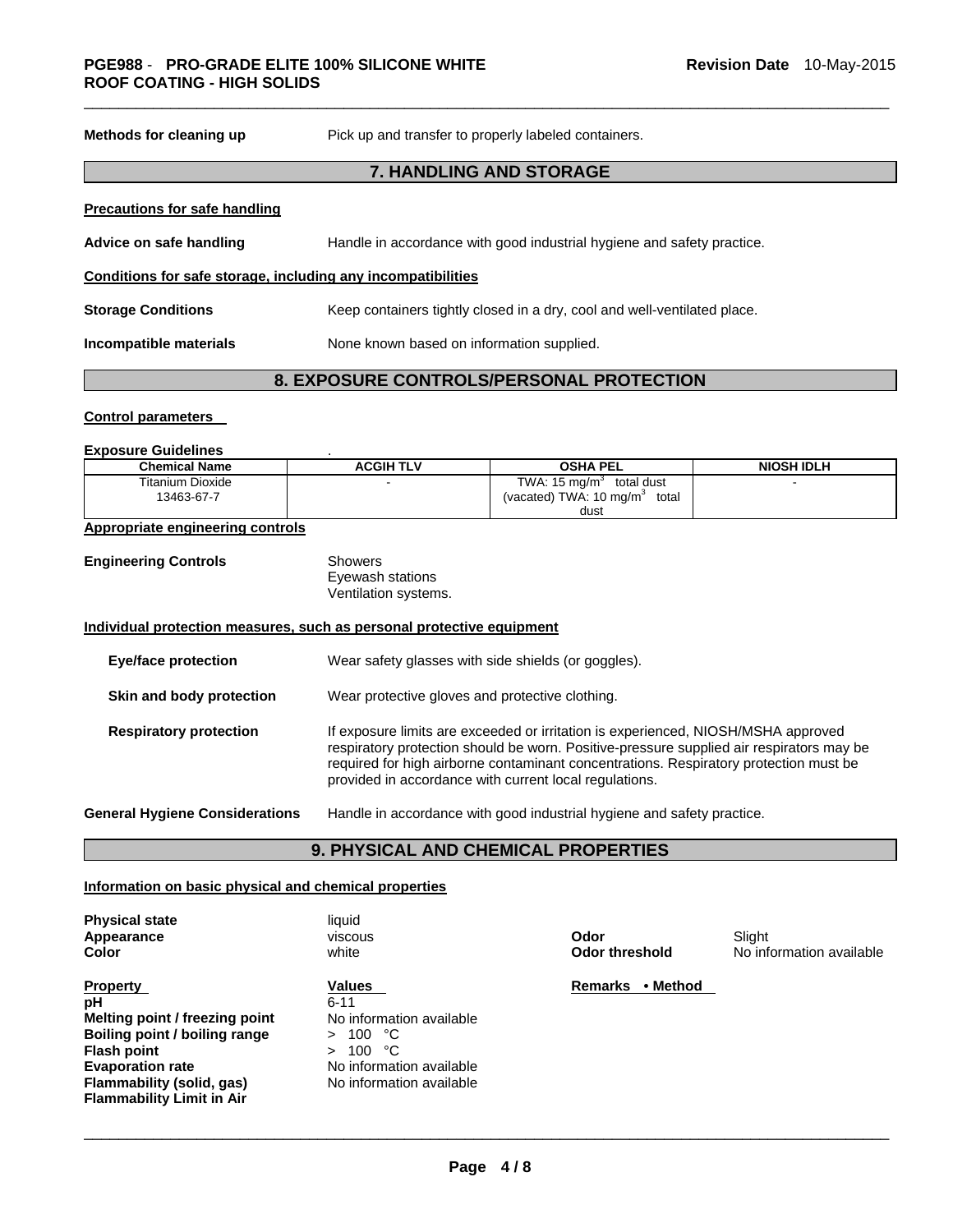**Methods for cleaning up** Pick up and transfer to properly labeled containers.

## 7. HANDLING AND STORAGE

**Precautions for safe handling**

**Advice on safe handling** Handle in accordance with good industrial hygiene and safety practice.

**Conditions for safe storage, including any incompatibilities**

**Storage Conditions** Keep containers tightly closed in a dry, cool and well-ventilated place.

**Incompatible materials** None known based on information supplied.

## 8. EXPOSURE CONTROLS/PERSONAL PROTECTION

**Control parameters**

**Exposure Guidelines** .

| Chemical Name | ACGIH TLV | OSHA PEL | NIOSH IDLH |
|---|---|---|---|
| Titanium Dioxide 13463-67-7 | - | TWA: 15 $mg/m^3$ total dust (vacated) TWA: 10 $mg/m^3$ total dust | - |

**Appropriate engineering controls**

**Engineering Controls** Showers
Eyewash stations
Ventilation systems.

**Individual protection measures, such as personal protective equipment**

**Eye/face protection** Wear safety glasses with side shields (or goggles).

**Skin and body protection** Wear protective gloves and protective clothing.

**Respiratory protection** If exposure limits are exceeded or irritation is experienced, NIOSH/MSHA approved respiratory protection should be worn. Positive-pressure supplied air respirators may be required for high airborne contaminant concentrations. Respiratory protection must be provided in accordance with current local regulations.

**General Hygiene Considerations** Handle in accordance with good industrial hygiene and safety practice.

## 9. PHYSICAL AND CHEMICAL PROPERTIES

**Information on basic physical and chemical properties**

**Physical state** liquid
**Appearance** viscous
**Color** white
**Odor** Slight
**Odor threshold** No information available

| Property | Values | Remarks • Method |
|---|---|---|
| pH | 6-11 | |
| Melting point / freezing point | No information available | |
| Boiling point / boiling range | > 100 °C | |
| Flash point | > 100 °C | |
| Evaporation rate | No information available | |
| Flammability (solid, gas) | No information available | |
| Flammability Limit in Air | | |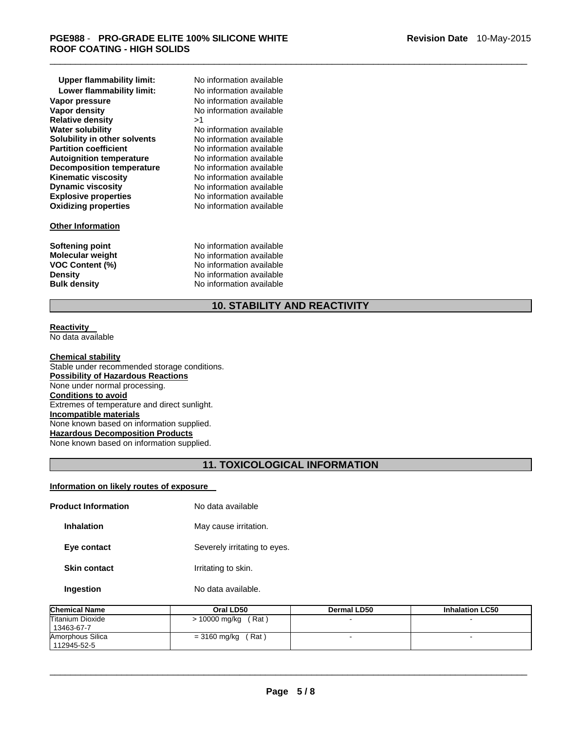| | |
|---|---|
| **Upper flammability limit:** | No information available |
| **Lower flammability limit:** | No information available |
| **Vapor pressure** | No information available |
| **Vapor density** | No information available |
| **Relative density** | >1 |
| **Water solubility** | No information available |
| **Solubility in other solvents** | No information available |
| **Partition coefficient** | No information available |
| **Autoignition temperature** | No information available |
| **Decomposition temperature** | No information available |
| **Kinematic viscosity** | No information available |
| **Dynamic viscosity** | No information available |
| **Explosive properties** | No information available |
| **Oxidizing properties** | No information available |

**Other Information**

| | |
|---|---|
| **Softening point** | No information available |
| **Molecular weight** | No information available |
| **VOC Content (%)** | No information available |
| **Density** | No information available |
| **Bulk density** | No information available |

## 10. STABILITY AND REACTIVITY

**Reactivity**
No data available

**Chemical stability**
Stable under recommended storage conditions.

**Possibility of Hazardous Reactions**
None under normal processing.

**Conditions to avoid**
Extremes of temperature and direct sunlight.

**Incompatible materials**
None known based on information supplied.

**Hazardous Decomposition Products**
None known based on information supplied.

## 11. TOXICOLOGICAL INFORMATION

**Information on likely routes of exposure**

| | |
|---|---|
| **Product Information** | No data available |
| **Inhalation** | May cause irritation. |
| **Eye contact** | Severely irritating to eyes. |
| **Skin contact** | Irritating to skin. |
| **Ingestion** | No data available. |

| Chemical Name | Oral LD50 | Dermal LD50 | Inhalation LC50 |
|---|---|---|---|
| Titanium Dioxide 13463-67-7 | > 10000 mg/kg ( Rat ) | - | - |
| Amorphous Silica 112945-52-5 | = 3160 mg/kg ( Rat ) | - | - |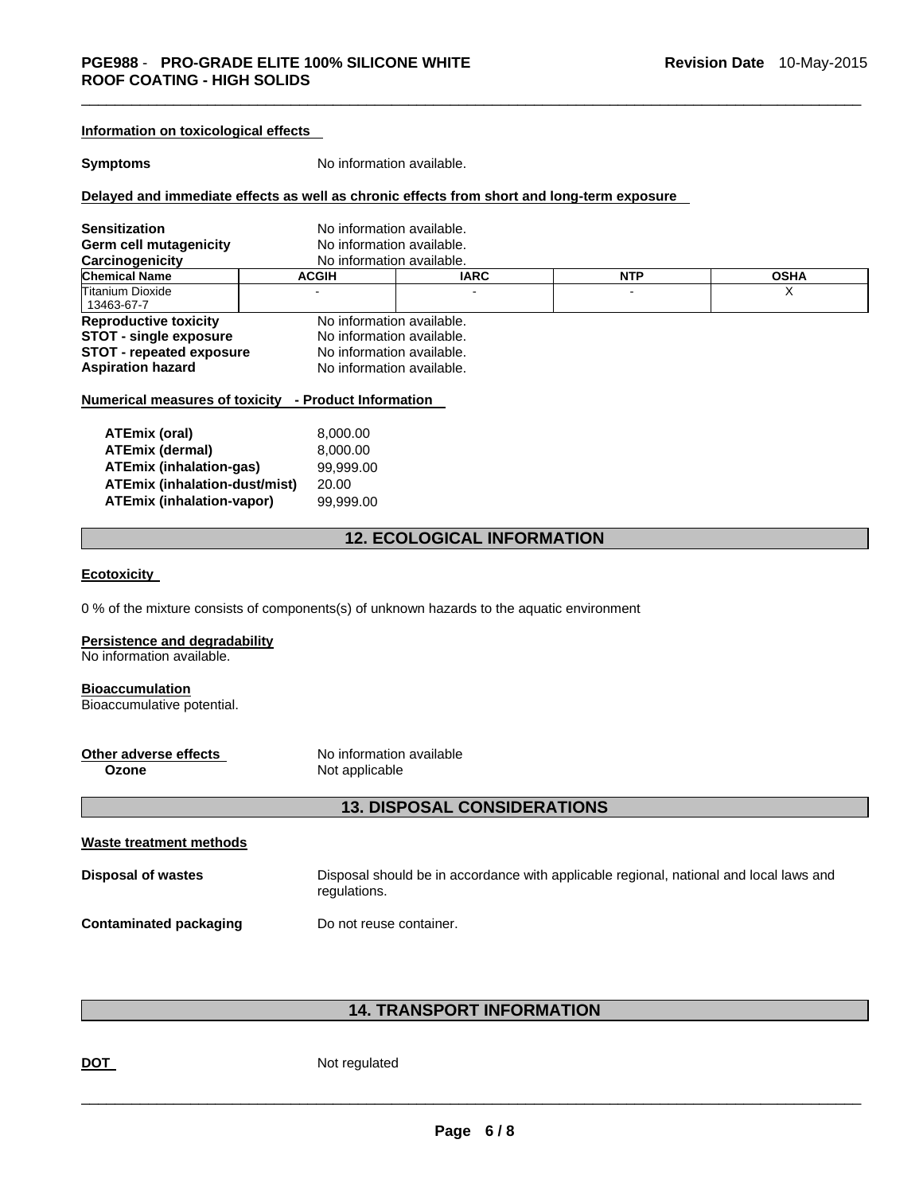### Information on toxicological effects

**Symptoms** No information available.

### Delayed and immediate effects as well as chronic effects from short and long-term exposure

**Sensitization** No information available.
**Germ cell mutagenicity** No information available.
**Carcinogenicity** No information available.

| Chemical Name | ACGIH | IARC | NTP | OSHA |
|---|---|---|---|---|
| Titanium Dioxide 13463-67-7 | - | - | - | X |

**Reproductive toxicity** No information available.
**STOT - single exposure** No information available.
**STOT - repeated exposure** No information available.
**Aspiration hazard** No information available.

### Numerical measures of toxicity - Product Information

| | |
|---|---|
| **ATEmix (oral)** | 8,000.00 |
| **ATEmix (dermal)** | 8,000.00 |
| **ATEmix (inhalation-gas)** | 99,999.00 |
| **ATEmix (inhalation-dust/mist)** | 20.00 |
| **ATEmix (inhalation-vapor)** | 99,999.00 |

## 12. ECOLOGICAL INFORMATION

### Ecotoxicity

0 % of the mixture consists of components(s) of unknown hazards to the aquatic environment

### Persistence and degradability

No information available.

### Bioaccumulation

Bioaccumulative potential.

**Other adverse effects** No information available
**Ozone** Not applicable

## 13. DISPOSAL CONSIDERATIONS

### Waste treatment methods

**Disposal of wastes** Disposal should be in accordance with applicable regional, national and local laws and regulations.

**Contaminated packaging** Do not reuse container.

## 14. TRANSPORT INFORMATION

**DOT** Not regulated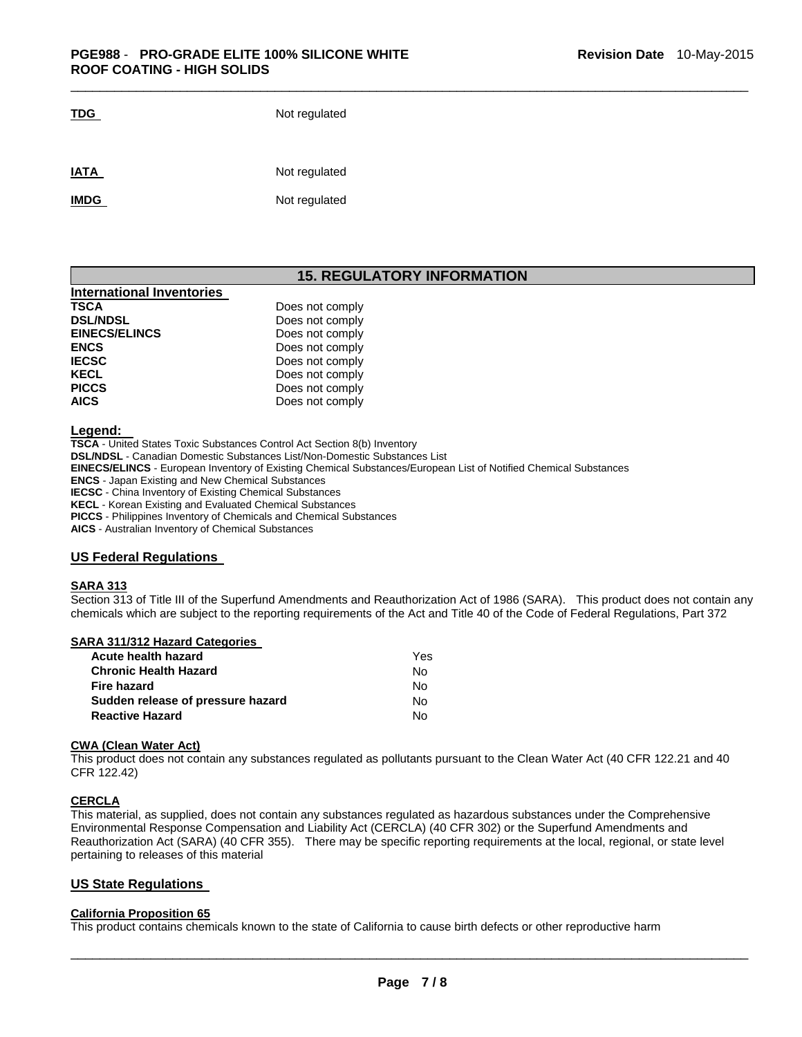| | |
|---|---|
| **TDG** | Not regulated |
| **IATA** | Not regulated |
| **IMDG** | Not regulated |

## 15. REGULATORY INFORMATION

### International Inventories

| | |
|---|---|
| **TSCA** | Does not comply |
| **DSL/NDSL** | Does not comply |
| **EINECS/ELINCS** | Does not comply |
| **ENCS** | Does not comply |
| **IECSC** | Does not comply |
| **KECL** | Does not comply |
| **PICCS** | Does not comply |
| **AICS** | Does not comply |

**Legend:**

**TSCA** - United States Toxic Substances Control Act Section 8(b) Inventory
**DSL/NDSL** - Canadian Domestic Substances List/Non-Domestic Substances List
**EINECS/ELINCS** - European Inventory of Existing Chemical Substances/European List of Notified Chemical Substances
**ENCS** - Japan Existing and New Chemical Substances
**IECSC** - China Inventory of Existing Chemical Substances
**KECL** - Korean Existing and Evaluated Chemical Substances
**PICCS** - Philippines Inventory of Chemicals and Chemical Substances
**AICS** - Australian Inventory of Chemical Substances

### US Federal Regulations

**SARA 313**

Section 313 of Title III of the Superfund Amendments and Reauthorization Act of 1986 (SARA). This product does not contain any chemicals which are subject to the reporting requirements of the Act and Title 40 of the Code of Federal Regulations, Part 372

**SARA 311/312 Hazard Categories**

| | |
|---|---|
| **Acute health hazard** | Yes |
| **Chronic Health Hazard** | No |
| **Fire hazard** | No |
| **Sudden release of pressure hazard** | No |
| **Reactive Hazard** | No |

**CWA (Clean Water Act)**

This product does not contain any substances regulated as pollutants pursuant to the Clean Water Act (40 CFR 122.21 and 40 CFR 122.42)

**CERCLA**

This material, as supplied, does not contain any substances regulated as hazardous substances under the Comprehensive Environmental Response Compensation and Liability Act (CERCLA) (40 CFR 302) or the Superfund Amendments and Reauthorization Act (SARA) (40 CFR 355). There may be specific reporting requirements at the local, regional, or state level pertaining to releases of this material

### US State Regulations

**California Proposition 65**

This product contains chemicals known to the state of California to cause birth defects or other reproductive harm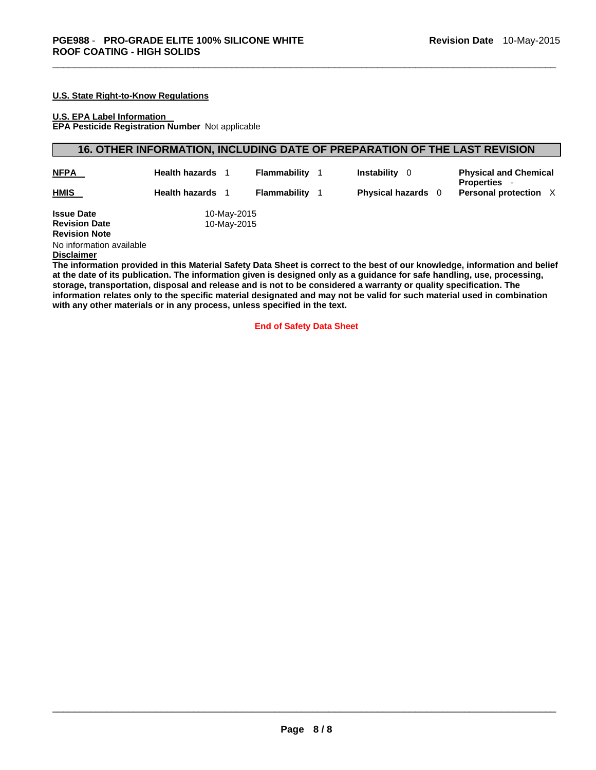**U.S. State Right-to-Know Regulations**

**U.S. EPA Label Information**

**EPA Pesticide Registration Number** Not applicable

## 16. OTHER INFORMATION, INCLUDING DATE OF PREPARATION OF THE LAST REVISION

| | | | | |
|---|---|---|---|---|
| **NFPA** | **Health hazards** 1 | **Flammability** 1 | **Instability** 0 | **Physical and Chemical Properties** - |
| **HMIS** | **Health hazards** 1 | **Flammability** 1 | **Physical hazards** 0 | **Personal protection** X |

**Issue Date** 10-May-2015
**Revision Date** 10-May-2015
**Revision Note**
No information available

**Disclaimer**

**The information provided in this Material Safety Data Sheet is correct to the best of our knowledge, information and belief at the date of its publication. The information given is designed only as a guidance for safe handling, use, processing, storage, transportation, disposal and release and is not to be considered a warranty or quality specification. The information relates only to the specific material designated and may not be valid for such material used in combination with any other materials or in any process, unless specified in the text.**

**End of Safety Data Sheet**